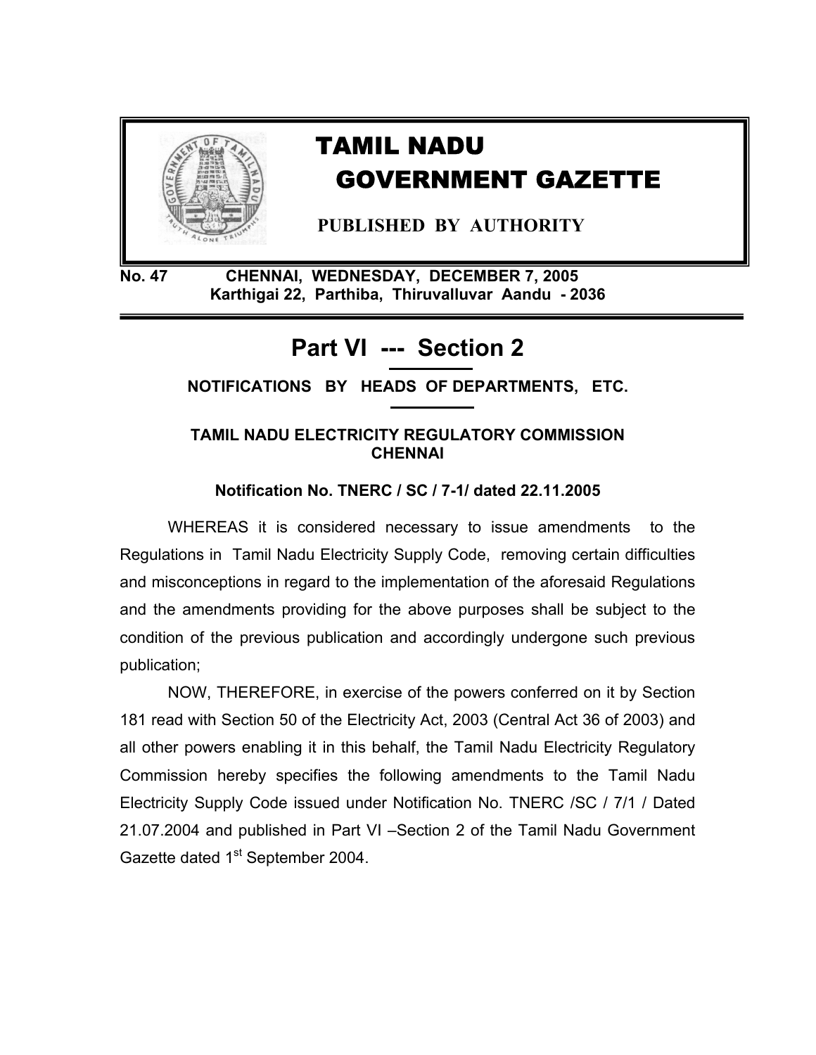# TAMIL NADU GOVERNMENT GAZETTE

**PUBLISHED BY AUTHORITY**

**No. 47 CHENNAI, WEDNESDAY, DECEMBER 7, 2005**
**Karthigai 22, Parthiba, Thiruvalluvar Aandu - 2036**

## Part VI --- Section 2

### NOTIFICATIONS BY HEADS OF DEPARTMENTS, ETC.

### TAMIL NADU ELECTRICITY REGULATORY COMMISSION CHENNAI

**Notification No. TNERC / SC / 7-1/ dated 22.11.2005**

WHEREAS it is considered necessary to issue amendments to the Regulations in Tamil Nadu Electricity Supply Code, removing certain difficulties and misconceptions in regard to the implementation of the aforesaid Regulations and the amendments providing for the above purposes shall be subject to the condition of the previous publication and accordingly undergone such previous publication;

NOW, THEREFORE, in exercise of the powers conferred on it by Section 181 read with Section 50 of the Electricity Act, 2003 (Central Act 36 of 2003) and all other powers enabling it in this behalf, the Tamil Nadu Electricity Regulatory Commission hereby specifies the following amendments to the Tamil Nadu Electricity Supply Code issued under Notification No. TNERC /SC / 7/1 / Dated 21.07.2004 and published in Part VI –Section 2 of the Tamil Nadu Government Gazette dated 1st September 2004.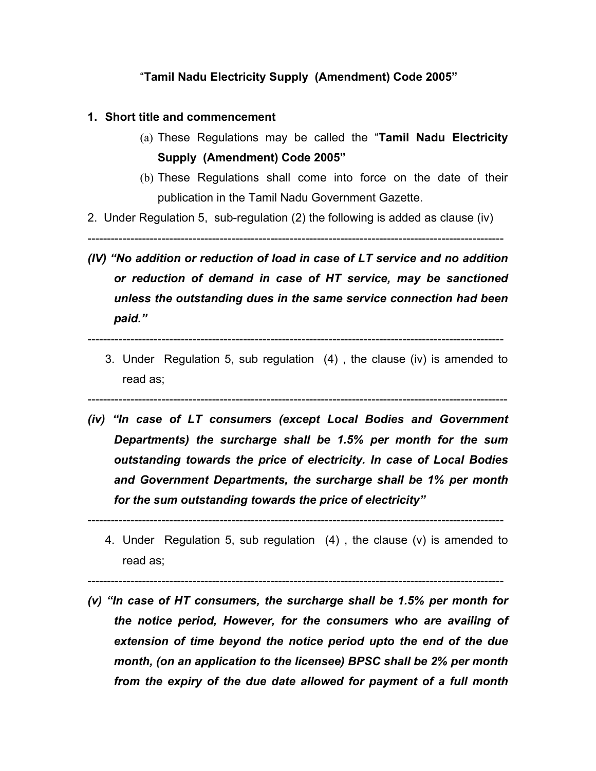"**Tamil Nadu Electricity Supply (Amendment) Code 2005**"

**1. Short title and commencement**

(a) These Regulations may be called the "**Tamil Nadu Electricity Supply (Amendment) Code 2005**"

(b) These Regulations shall come into force on the date of their publication in the Tamil Nadu Government Gazette.

2. Under Regulation 5, sub-regulation (2) the following is added as clause (iv)

---

***(IV) "No addition or reduction of load in case of LT service and no addition or reduction of demand in case of HT service, may be sanctioned unless the outstanding dues in the same service connection had been paid."***

---

3. Under Regulation 5, sub regulation (4) , the clause (iv) is amended to read as;

---

***(iv) "In case of LT consumers (except Local Bodies and Government Departments) the surcharge shall be 1.5% per month for the sum outstanding towards the price of electricity. In case of Local Bodies and Government Departments, the surcharge shall be 1% per month for the sum outstanding towards the price of electricity"***

---

4. Under Regulation 5, sub regulation (4) , the clause (v) is amended to read as;

---

***(v) "In case of HT consumers, the surcharge shall be 1.5% per month for the notice period, However, for the consumers who are availing of extension of time beyond the notice period upto the end of the due month, (on an application to the licensee) BPSC shall be 2% per month from the expiry of the due date allowed for payment of a full month***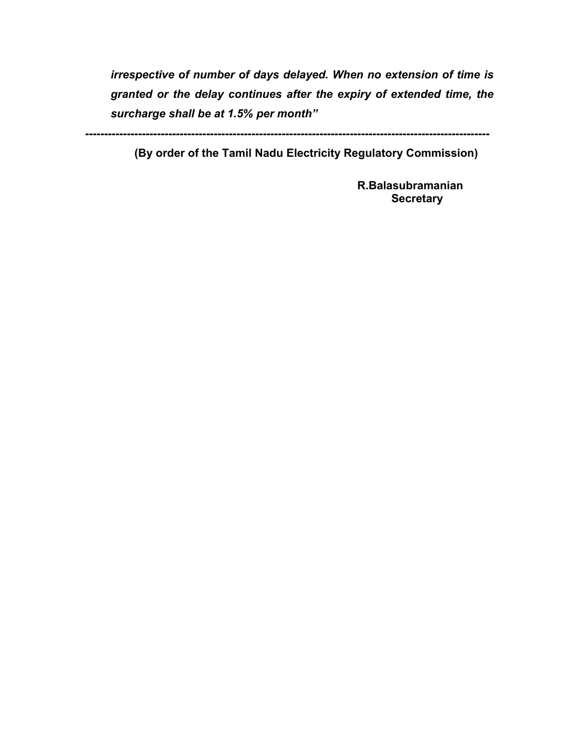***irrespective of number of days delayed. When no extension of time is granted or the delay continues after the expiry of extended time, the surcharge shall be at 1.5% per month”***

---

**(By order of the Tamil Nadu Electricity Regulatory Commission)**

**R.Balasubramanian**
**Secretary**